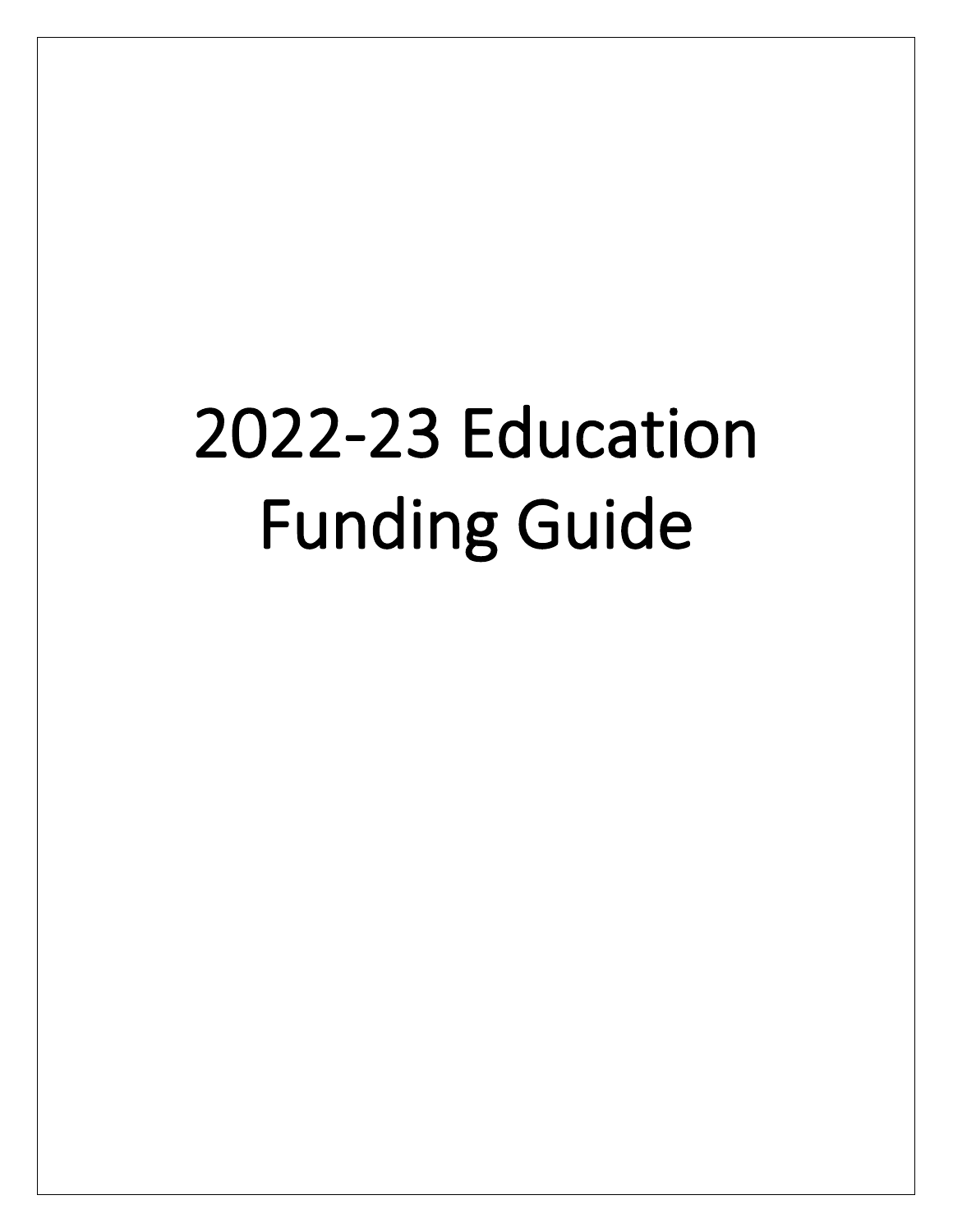# 2022-23 Education Funding Guide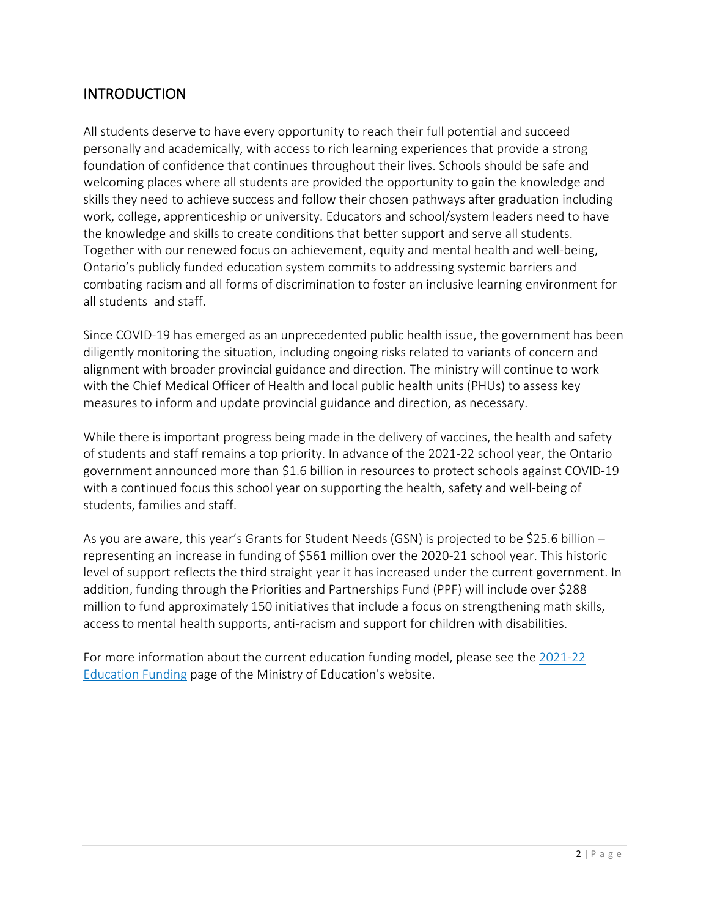## INTRODUCTION

All students deserve to have every opportunity to reach their full potential and succeed personally and academically, with access to rich learning experiences that provide a strong foundation of confidence that continues throughout their lives. Schools should be safe and welcoming places where all students are provided the opportunity to gain the knowledge and skills they need to achieve success and follow their chosen pathways after graduation including work, college, apprenticeship or university. Educators and school/system leaders need to have the knowledge and skills to create conditions that better support and serve all students. Together with our renewed focus on achievement, equity and mental health and well-being, Ontario's publicly funded education system commits to addressing systemic barriers and combating racism and all forms of discrimination to foster an inclusive learning environment for all students and staff.

Since COVID-19 has emerged as an unprecedented public health issue, the government has been diligently monitoring the situation, including ongoing risks related to variants of concern and alignment with broader provincial guidance and direction. The ministry will continue to work with the Chief Medical Officer of Health and local public health units (PHUs) to assess key measures to inform and update provincial guidance and direction, as necessary.

While there is important progress being made in the delivery of vaccines, the health and safety of students and staff remains a top priority. In advance of the 2021-22 school year, the Ontario government announced more than $1.6 billion in resources to protect schools against COVID-19 with a continued focus this school year on supporting the health, safety and well-being of students, families and staff.

As you are aware, this year's Grants for Student Needs (GSN) is projected to be $25.6 billion – representing an increase in funding of $561 million over the 2020-21 school year. This historic level of support reflects the third straight year it has increased under the current government. In addition, funding through the Priorities and Partnerships Fund (PPF) will include over $288 million to fund approximately 150 initiatives that include a focus on strengthening math skills, access to mental health supports, anti-racism and support for children with disabilities.

For more information about the current education funding model, please see the 2021-22 Education Funding page of the Ministry of Education's website.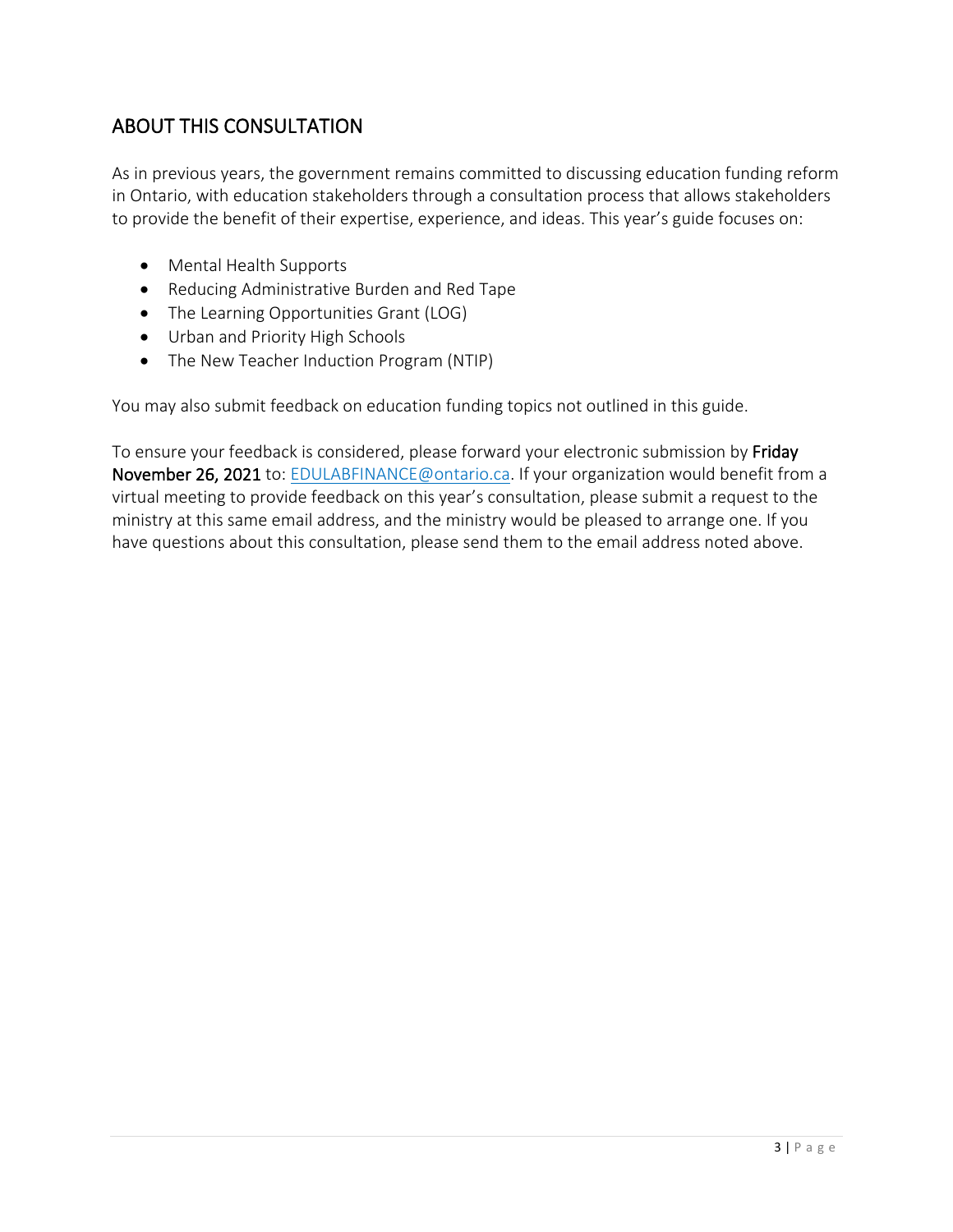## ABOUT THIS CONSULTATION

As in previous years, the government remains committed to discussing education funding reform in Ontario, with education stakeholders through a consultation process that allows stakeholders to provide the benefit of their expertise, experience, and ideas. This year's guide focuses on:

- Mental Health Supports
- Reducing Administrative Burden and Red Tape
- The Learning Opportunities Grant (LOG)
- Urban and Priority High Schools
- The New Teacher Induction Program (NTIP)

You may also submit feedback on education funding topics not outlined in this guide.

To ensure your feedback is considered, please forward your electronic submission by **Friday November 26, 2021** to: EDULABFINANCE@ontario.ca. If your organization would benefit from a virtual meeting to provide feedback on this year's consultation, please submit a request to the ministry at this same email address, and the ministry would be pleased to arrange one. If you have questions about this consultation, please send them to the email address noted above.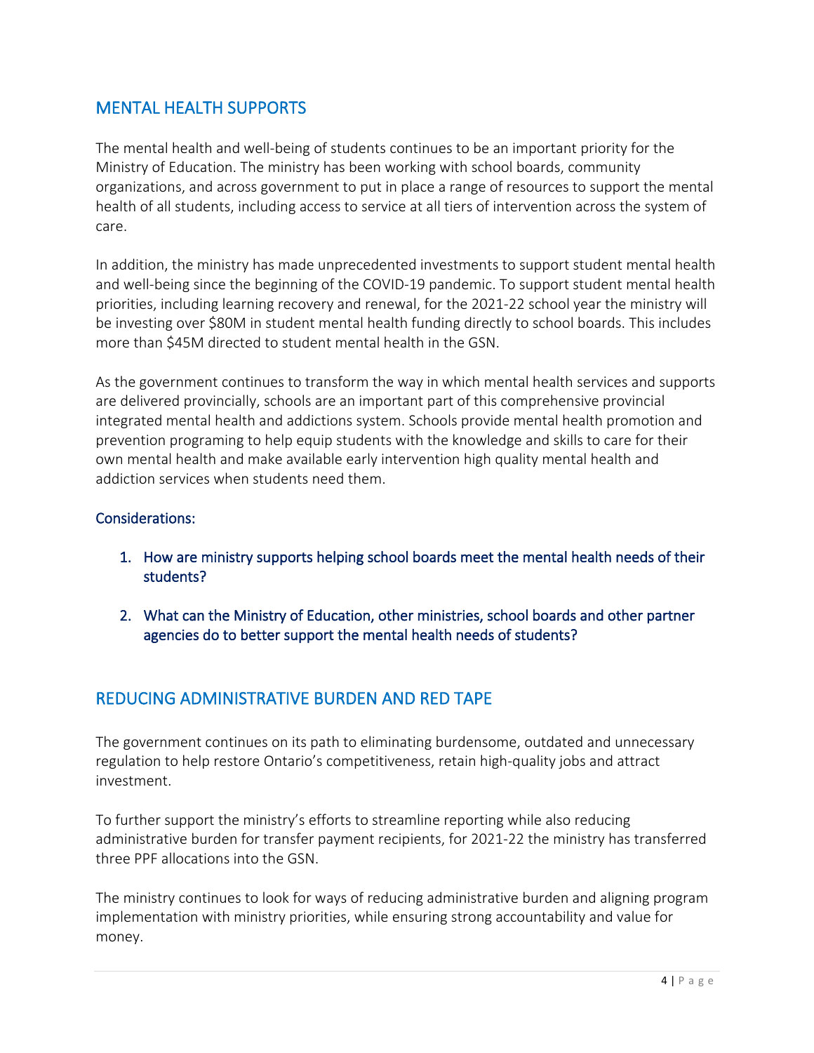## MENTAL HEALTH SUPPORTS

The mental health and well-being of students continues to be an important priority for the Ministry of Education. The ministry has been working with school boards, community organizations, and across government to put in place a range of resources to support the mental health of all students, including access to service at all tiers of intervention across the system of care.

In addition, the ministry has made unprecedented investments to support student mental health and well-being since the beginning of the COVID-19 pandemic. To support student mental health priorities, including learning recovery and renewal, for the 2021-22 school year the ministry will be investing over $80M in student mental health funding directly to school boards. This includes more than $45M directed to student mental health in the GSN.

As the government continues to transform the way in which mental health services and supports are delivered provincially, schools are an important part of this comprehensive provincial integrated mental health and addictions system. Schools provide mental health promotion and prevention programing to help equip students with the knowledge and skills to care for their own mental health and make available early intervention high quality mental health and addiction services when students need them.

### Considerations:

1. How are ministry supports helping school boards meet the mental health needs of their students?
2. What can the Ministry of Education, other ministries, school boards and other partner agencies do to better support the mental health needs of students?

## REDUCING ADMINISTRATIVE BURDEN AND RED TAPE

The government continues on its path to eliminating burdensome, outdated and unnecessary regulation to help restore Ontario's competitiveness, retain high-quality jobs and attract investment.

To further support the ministry's efforts to streamline reporting while also reducing administrative burden for transfer payment recipients, for 2021-22 the ministry has transferred three PPF allocations into the GSN.

The ministry continues to look for ways of reducing administrative burden and aligning program implementation with ministry priorities, while ensuring strong accountability and value for money.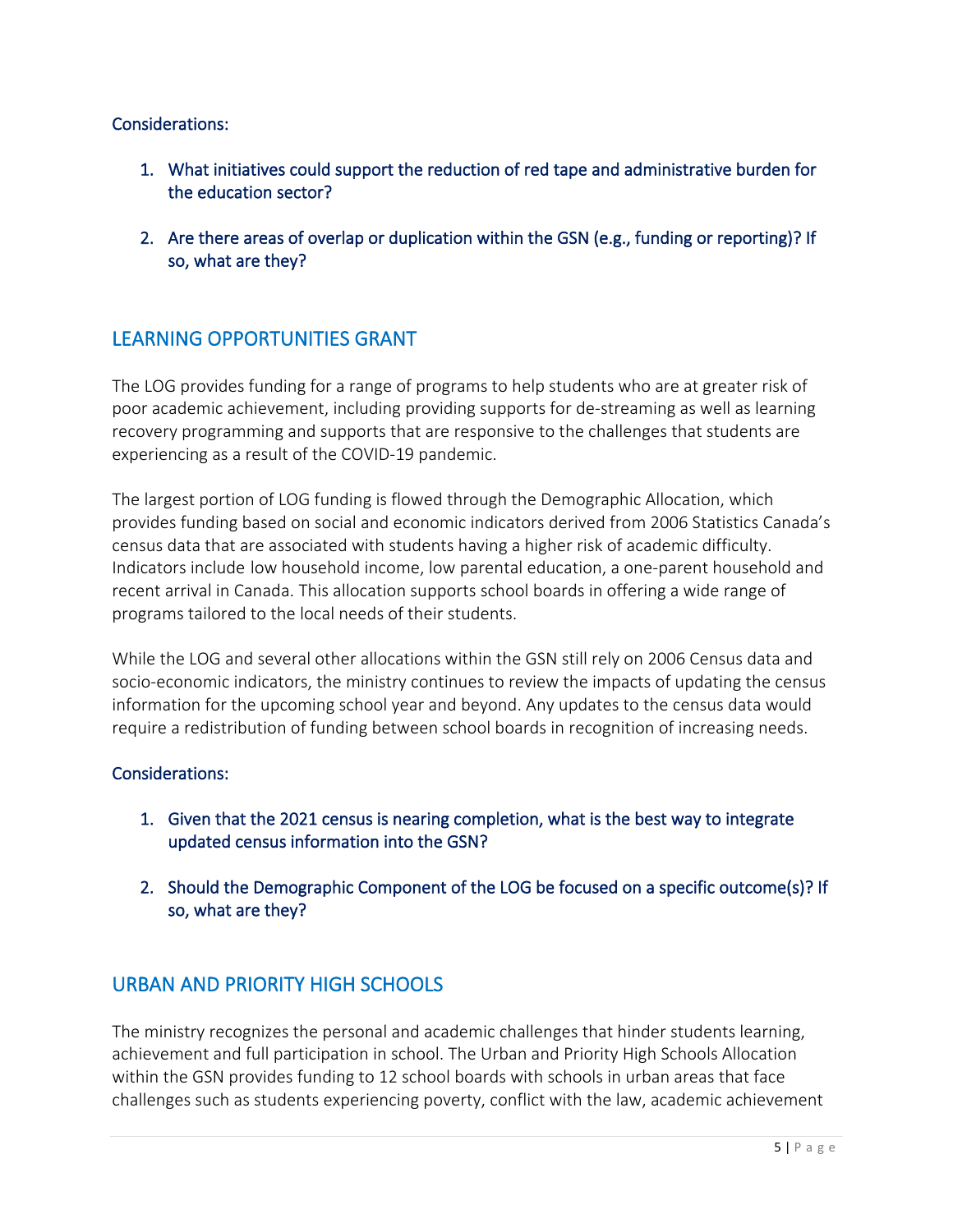Considerations:

1. What initiatives could support the reduction of red tape and administrative burden for the education sector?

2. Are there areas of overlap or duplication within the GSN (e.g., funding or reporting)? If so, what are they?

## LEARNING OPPORTUNITIES GRANT

The LOG provides funding for a range of programs to help students who are at greater risk of poor academic achievement, including providing supports for de-streaming as well as learning recovery programming and supports that are responsive to the challenges that students are experiencing as a result of the COVID-19 pandemic.

The largest portion of LOG funding is flowed through the Demographic Allocation, which provides funding based on social and economic indicators derived from 2006 Statistics Canada's census data that are associated with students having a higher risk of academic difficulty. Indicators include low household income, low parental education, a one-parent household and recent arrival in Canada. This allocation supports school boards in offering a wide range of programs tailored to the local needs of their students.

While the LOG and several other allocations within the GSN still rely on 2006 Census data and socio-economic indicators, the ministry continues to review the impacts of updating the census information for the upcoming school year and beyond. Any updates to the census data would require a redistribution of funding between school boards in recognition of increasing needs.

Considerations:

1. Given that the 2021 census is nearing completion, what is the best way to integrate updated census information into the GSN?

2. Should the Demographic Component of the LOG be focused on a specific outcome(s)? If so, what are they?

## URBAN AND PRIORITY HIGH SCHOOLS

The ministry recognizes the personal and academic challenges that hinder students learning, achievement and full participation in school. The Urban and Priority High Schools Allocation within the GSN provides funding to 12 school boards with schools in urban areas that face challenges such as students experiencing poverty, conflict with the law, academic achievement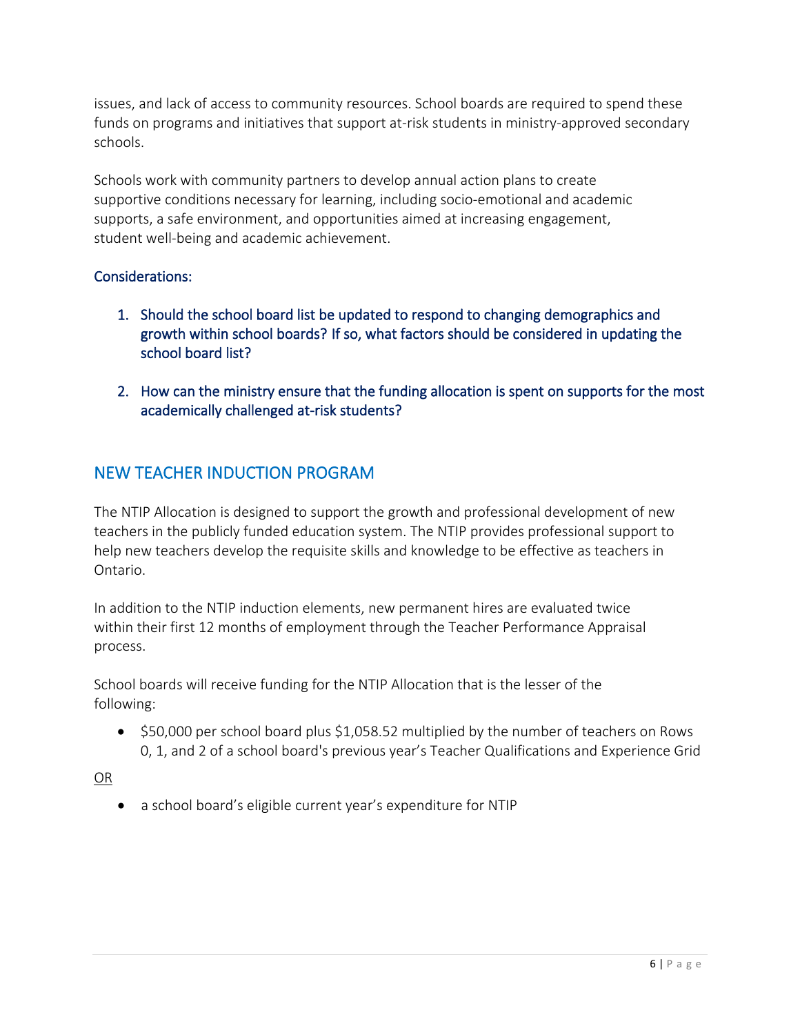issues, and lack of access to community resources. School boards are required to spend these funds on programs and initiatives that support at-risk students in ministry-approved secondary schools.

Schools work with community partners to develop annual action plans to create supportive conditions necessary for learning, including socio-emotional and academic supports, a safe environment, and opportunities aimed at increasing engagement, student well-being and academic achievement.

### Considerations:

1. Should the school board list be updated to respond to changing demographics and growth within school boards? If so, what factors should be considered in updating the school board list?
2. How can the ministry ensure that the funding allocation is spent on supports for the most academically challenged at-risk students?

## NEW TEACHER INDUCTION PROGRAM

The NTIP Allocation is designed to support the growth and professional development of new teachers in the publicly funded education system. The NTIP provides professional support to help new teachers develop the requisite skills and knowledge to be effective as teachers in Ontario.

In addition to the NTIP induction elements, new permanent hires are evaluated twice within their first 12 months of employment through the Teacher Performance Appraisal process.

School boards will receive funding for the NTIP Allocation that is the lesser of the following:

- $50,000 per school board plus $1,058.52 multiplied by the number of teachers on Rows 0, 1, and 2 of a school board's previous year's Teacher Qualifications and Experience Grid

<u>OR</u>

- a school board's eligible current year's expenditure for NTIP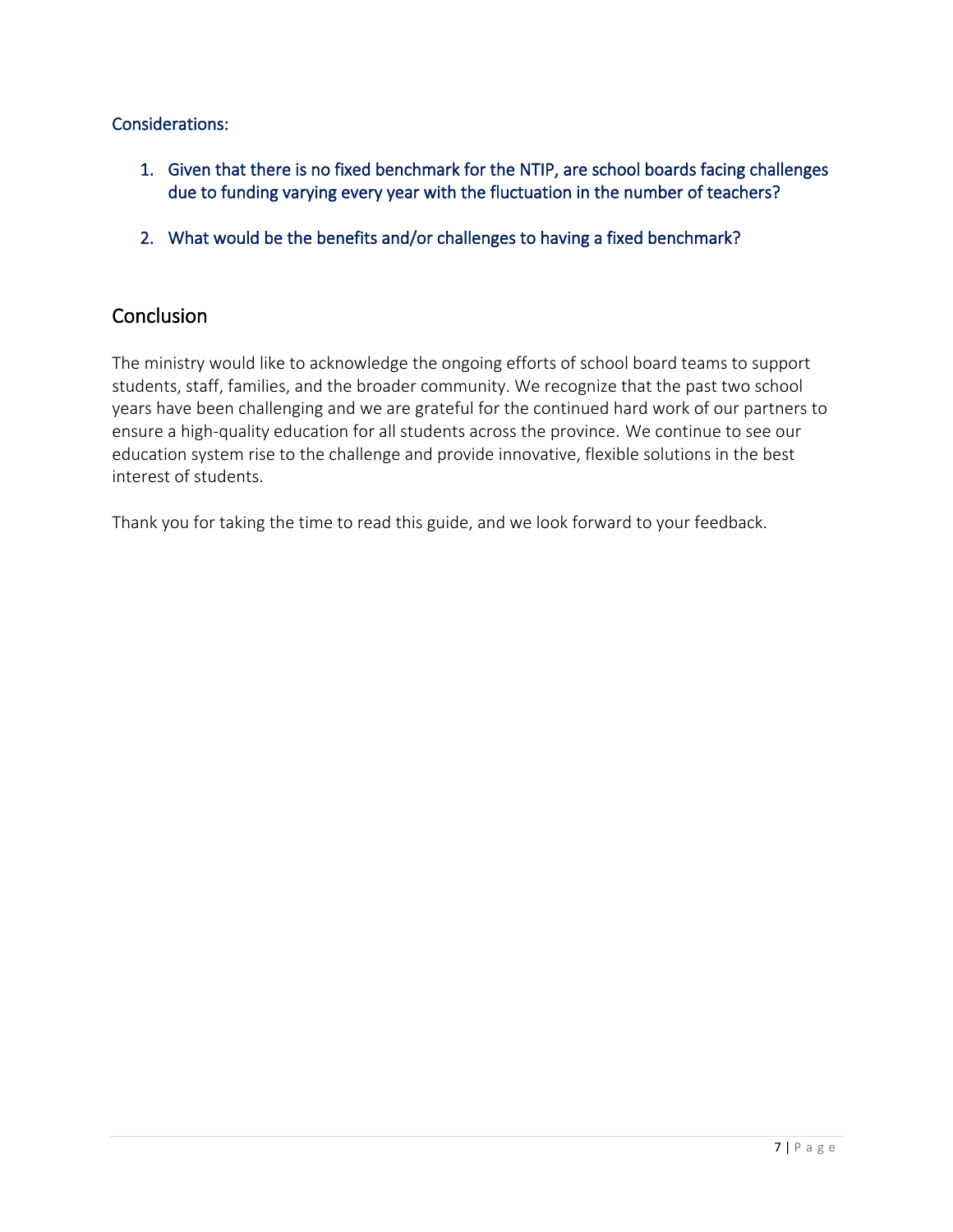Considerations:

1. Given that there is no fixed benchmark for the NTIP, are school boards facing challenges due to funding varying every year with the fluctuation in the number of teachers?

2. What would be the benefits and/or challenges to having a fixed benchmark?

## Conclusion

The ministry would like to acknowledge the ongoing efforts of school board teams to support students, staff, families, and the broader community. We recognize that the past two school years have been challenging and we are grateful for the continued hard work of our partners to ensure a high-quality education for all students across the province. We continue to see our education system rise to the challenge and provide innovative, flexible solutions in the best interest of students.

Thank you for taking the time to read this guide, and we look forward to your feedback.